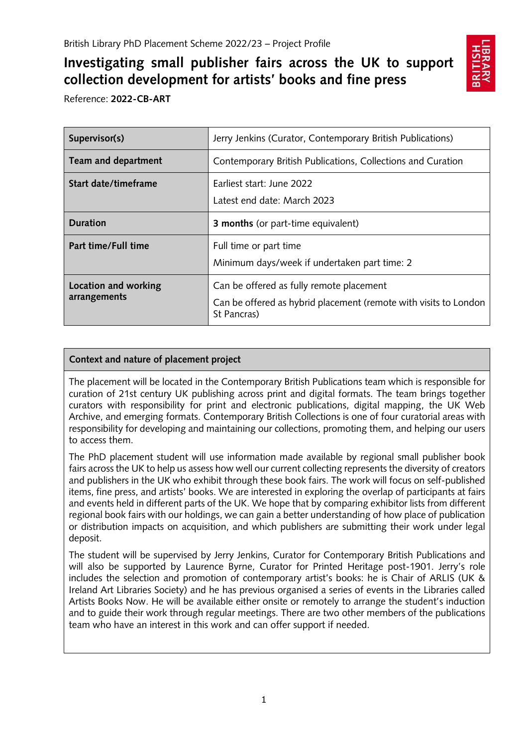British Library PhD Placement Scheme 2022/23 – Project Profile

# Investigating small publisher fairs across the UK to support collection development for artists' books and fine press

Reference: **2022-CB-ART**

| | |
|---|---|
| **Supervisor(s)** | Jerry Jenkins (Curator, Contemporary British Publications) |
| **Team and department** | Contemporary British Publications, Collections and Curation |
| **Start date/timeframe** | Earliest start: June 2022<br>Latest end date: March 2023 |
| **Duration** | **3 months** (or part-time equivalent) |
| **Part time/Full time** | Full time or part time<br>Minimum days/week if undertaken part time: 2 |
| **Location and working arrangements** | Can be offered as fully remote placement<br>Can be offered as hybrid placement (remote with visits to London St Pancras) |

## Context and nature of placement project

The placement will be located in the Contemporary British Publications team which is responsible for curation of 21st century UK publishing across print and digital formats. The team brings together curators with responsibility for print and electronic publications, digital mapping, the UK Web Archive, and emerging formats. Contemporary British Collections is one of four curatorial areas with responsibility for developing and maintaining our collections, promoting them, and helping our users to access them.

The PhD placement student will use information made available by regional small publisher book fairs across the UK to help us assess how well our current collecting represents the diversity of creators and publishers in the UK who exhibit through these book fairs. The work will focus on self-published items, fine press, and artists' books. We are interested in exploring the overlap of participants at fairs and events held in different parts of the UK. We hope that by comparing exhibitor lists from different regional book fairs with our holdings, we can gain a better understanding of how place of publication or distribution impacts on acquisition, and which publishers are submitting their work under legal deposit.

The student will be supervised by Jerry Jenkins, Curator for Contemporary British Publications and will also be supported by Laurence Byrne, Curator for Printed Heritage post-1901. Jerry's role includes the selection and promotion of contemporary artist's books: he is Chair of ARLIS (UK & Ireland Art Libraries Society) and he has previous organised a series of events in the Libraries called Artists Books Now. He will be available either onsite or remotely to arrange the student's induction and to guide their work through regular meetings. There are two other members of the publications team who have an interest in this work and can offer support if needed.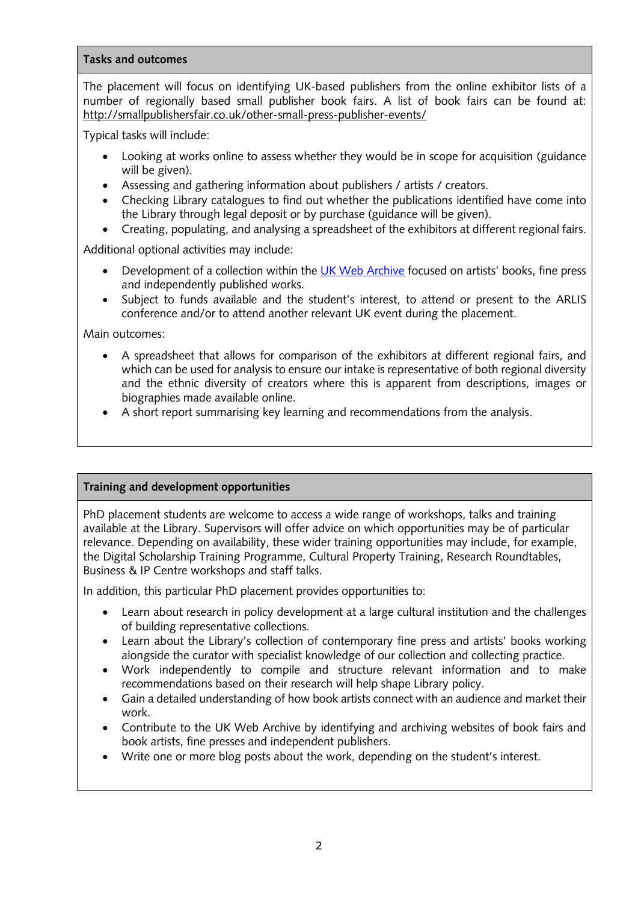## Tasks and outcomes

The placement will focus on identifying UK-based publishers from the online exhibitor lists of a number of regionally based small publisher book fairs. A list of book fairs can be found at: http://smallpublishersfair.co.uk/other-small-press-publisher-events/

Typical tasks will include:

- Looking at works online to assess whether they would be in scope for acquisition (guidance will be given).
- Assessing and gathering information about publishers / artists / creators.
- Checking Library catalogues to find out whether the publications identified have come into the Library through legal deposit or by purchase (guidance will be given).
- Creating, populating, and analysing a spreadsheet of the exhibitors at different regional fairs.

Additional optional activities may include:

- Development of a collection within the UK Web Archive focused on artists' books, fine press and independently published works.
- Subject to funds available and the student's interest, to attend or present to the ARLIS conference and/or to attend another relevant UK event during the placement.

Main outcomes:

- A spreadsheet that allows for comparison of the exhibitors at different regional fairs, and which can be used for analysis to ensure our intake is representative of both regional diversity and the ethnic diversity of creators where this is apparent from descriptions, images or biographies made available online.
- A short report summarising key learning and recommendations from the analysis.

## Training and development opportunities

PhD placement students are welcome to access a wide range of workshops, talks and training available at the Library. Supervisors will offer advice on which opportunities may be of particular relevance. Depending on availability, these wider training opportunities may include, for example, the Digital Scholarship Training Programme, Cultural Property Training, Research Roundtables, Business & IP Centre workshops and staff talks.

In addition, this particular PhD placement provides opportunities to:

- Learn about research in policy development at a large cultural institution and the challenges of building representative collections.
- Learn about the Library's collection of contemporary fine press and artists' books working alongside the curator with specialist knowledge of our collection and collecting practice.
- Work independently to compile and structure relevant information and to make recommendations based on their research will help shape Library policy.
- Gain a detailed understanding of how book artists connect with an audience and market their work.
- Contribute to the UK Web Archive by identifying and archiving websites of book fairs and book artists, fine presses and independent publishers.
- Write one or more blog posts about the work, depending on the student's interest.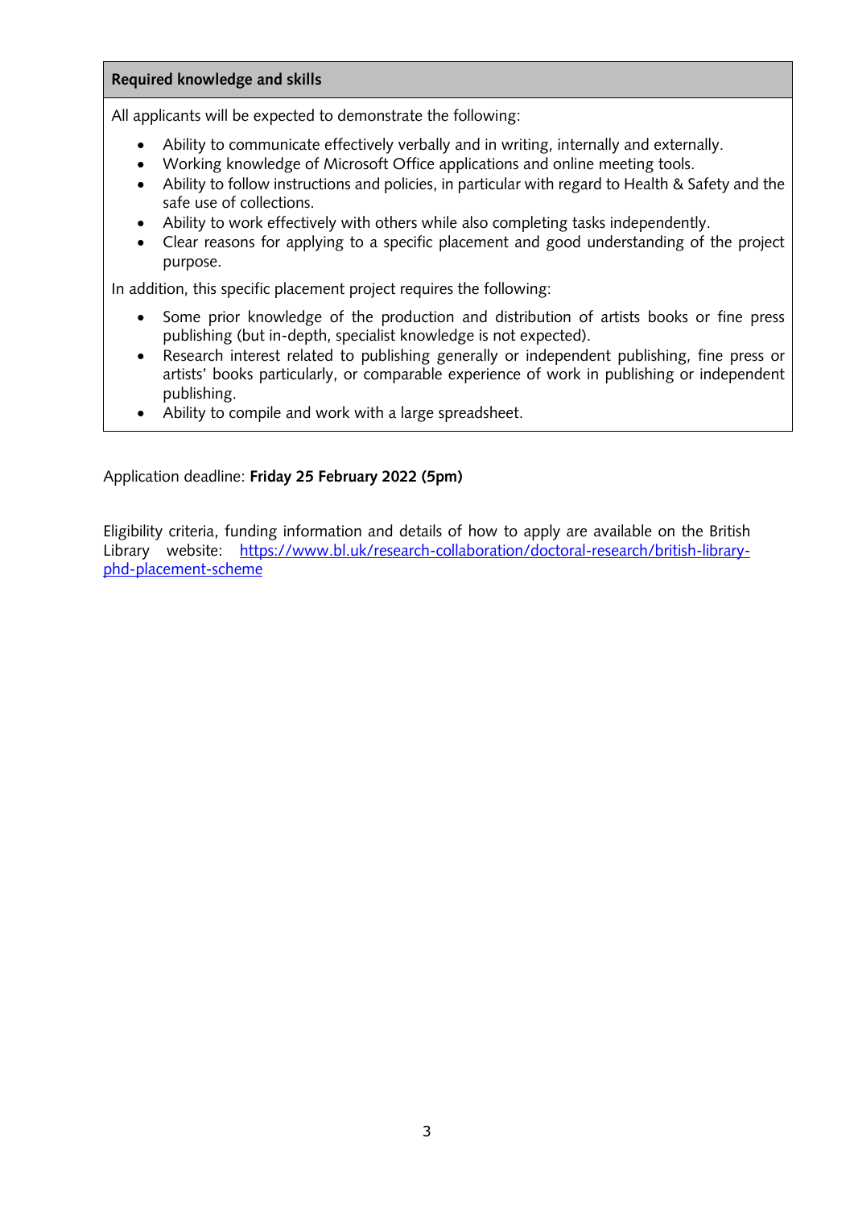**Required knowledge and skills**

All applicants will be expected to demonstrate the following:

- Ability to communicate effectively verbally and in writing, internally and externally.
- Working knowledge of Microsoft Office applications and online meeting tools.
- Ability to follow instructions and policies, in particular with regard to Health & Safety and the safe use of collections.
- Ability to work effectively with others while also completing tasks independently.
- Clear reasons for applying to a specific placement and good understanding of the project purpose.

In addition, this specific placement project requires the following:

- Some prior knowledge of the production and distribution of artists books or fine press publishing (but in-depth, specialist knowledge is not expected).
- Research interest related to publishing generally or independent publishing, fine press or artists' books particularly, or comparable experience of work in publishing or independent publishing.
- Ability to compile and work with a large spreadsheet.

Application deadline: **Friday 25 February 2022 (5pm)**

Eligibility criteria, funding information and details of how to apply are available on the British Library website: [https://www.bl.uk/research-collaboration/doctoral-research/british-library-phd-placement-scheme](https://www.bl.uk/research-collaboration/doctoral-research/british-library-phd-placement-scheme)